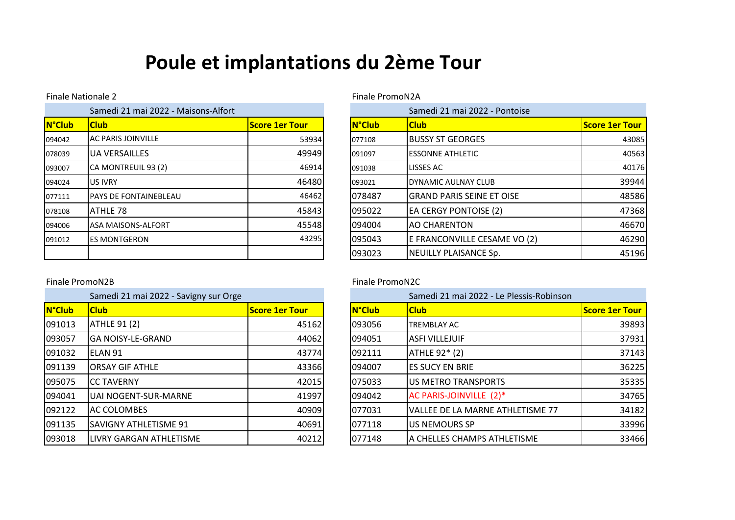# Poule et implantations du 2ème Tour

Finale Nationale 2

| Samedi 21 mai 2022 - Maisons-Alfort | | |
|---|---|---|
| **N°Club** | **Club** | **Score 1er Tour** |
| 094042 | AC PARIS JOINVILLE | 53934 |
| 078039 | UA VERSAILLES | 49949 |
| 093007 | CA MONTREUIL 93 (2) | 46914 |
| 094024 | US IVRY | 46480 |
| 077111 | PAYS DE FONTAINEBLEAU | 46462 |
| 078108 | ATHLE 78 | 45843 |
| 094006 | ASA MAISONS-ALFORT | 45548 |
| 091012 | ES MONTGERON | 43295 |
| | | |

Finale PromoN2A

| Samedi 21 mai 2022 - Pontoise | | |
|---|---|---|
| **N°Club** | **Club** | **Score 1er Tour** |
| 077108 | BUSSY ST GEORGES | 43085 |
| 091097 | ESSONNE ATHLETIC | 40563 |
| 091038 | LISSES AC | 40176 |
| 093021 | DYNAMIC AULNAY CLUB | 39944 |
| 078487 | GRAND PARIS SEINE ET OISE | 48586 |
| 095022 | EA CERGY PONTOISE (2) | 47368 |
| 094004 | AO CHARENTON | 46670 |
| 095043 | E FRANCONVILLE CESAME VO (2) | 46290 |
| 093023 | NEUILLY PLAISANCE Sp. | 45196 |

Finale PromoN2B

| Samedi 21 mai 2022 - Savigny sur Orge | | |
|---|---|---|
| **N°Club** | **Club** | **Score 1er Tour** |
| 091013 | ATHLE 91 (2) | 45162 |
| 093057 | GA NOISY-LE-GRAND | 44062 |
| 091032 | ELAN 91 | 43774 |
| 091139 | ORSAY GIF ATHLE | 43366 |
| 095075 | CC TAVERNY | 42015 |
| 094041 | UAI NOGENT-SUR-MARNE | 41997 |
| 092122 | AC COLOMBES | 40909 |
| 091135 | SAVIGNY ATHLETISME 91 | 40691 |
| 093018 | LIVRY GARGAN ATHLETISME | 40212 |

Finale PromoN2C

| Samedi 21 mai 2022 - Le Plessis-Robinson | | |
|---|---|---|
| **N°Club** | **Club** | **Score 1er Tour** |
| 093056 | TREMBLAY AC | 39893 |
| 094051 | ASFI VILLEJUIF | 37931 |
| 092111 | ATHLE 92* (2) | 37143 |
| 094007 | ES SUCY EN BRIE | 36225 |
| 075033 | US METRO TRANSPORTS | 35335 |
| 094042 | AC PARIS-JOINVILLE (2)* | 34765 |
| 077031 | VALLEE DE LA MARNE ATHLETISME 77 | 34182 |
| 077118 | US NEMOURS SP | 33996 |
| 077148 | A CHELLES CHAMPS ATHLETISME | 33466 |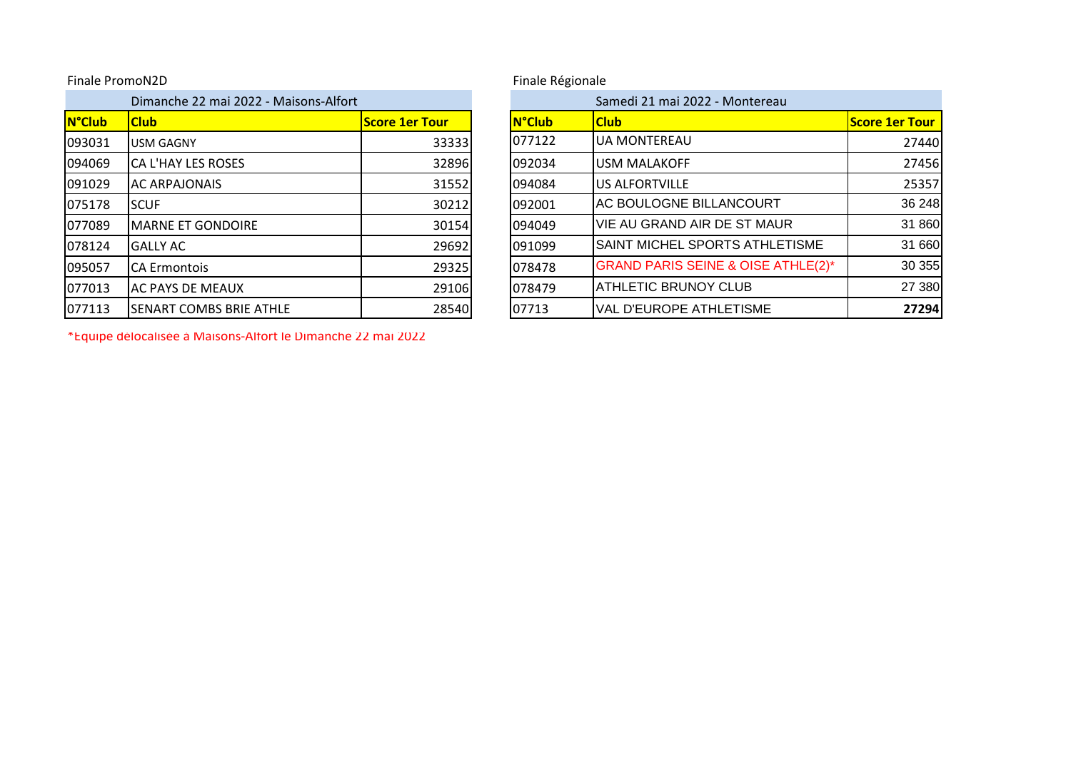Finale PromoN2D

| Dimanche 22 mai 2022 - Maisons-Alfort | | |
|---|---|---|
| **N°Club** | **Club** | **Score 1er Tour** |
| 093031 | USM GAGNY | 33333 |
| 094069 | CA L'HAY LES ROSES | 32896 |
| 091029 | AC ARPAJONAIS | 31552 |
| 075178 | SCUF | 30212 |
| 077089 | MARNE ET GONDOIRE | 30154 |
| 078124 | GALLY AC | 29692 |
| 095057 | CA Ermontois | 29325 |
| 077013 | AC PAYS DE MEAUX | 29106 |
| 077113 | SENART COMBS BRIE ATHLE | 28540 |

*Equipe délocalisée à Maisons-Alfort le Dimanche 22 mai 2022

Finale Régionale

| Samedi 21 mai 2022 - Montereau | | |
|---|---|---|
| **N°Club** | **Club** | **Score 1er Tour** |
| 077122 | UA MONTEREAU | 27440 |
| 092034 | USM MALAKOFF | 27456 |
| 094084 | US ALFORTVILLE | 25357 |
| 092001 | AC BOULOGNE BILLANCOURT | 36 248 |
| 094049 | VIE AU GRAND AIR DE ST MAUR | 31 860 |
| 091099 | SAINT MICHEL SPORTS ATHLETISME | 31 660 |
| 078478 | GRAND PARIS SEINE & OISE ATHLE(2)* | 30 355 |
| 078479 | ATHLETIC BRUNOY CLUB | 27 380 |
| 07713 | VAL D'EUROPE ATHLETISME | **27294** |